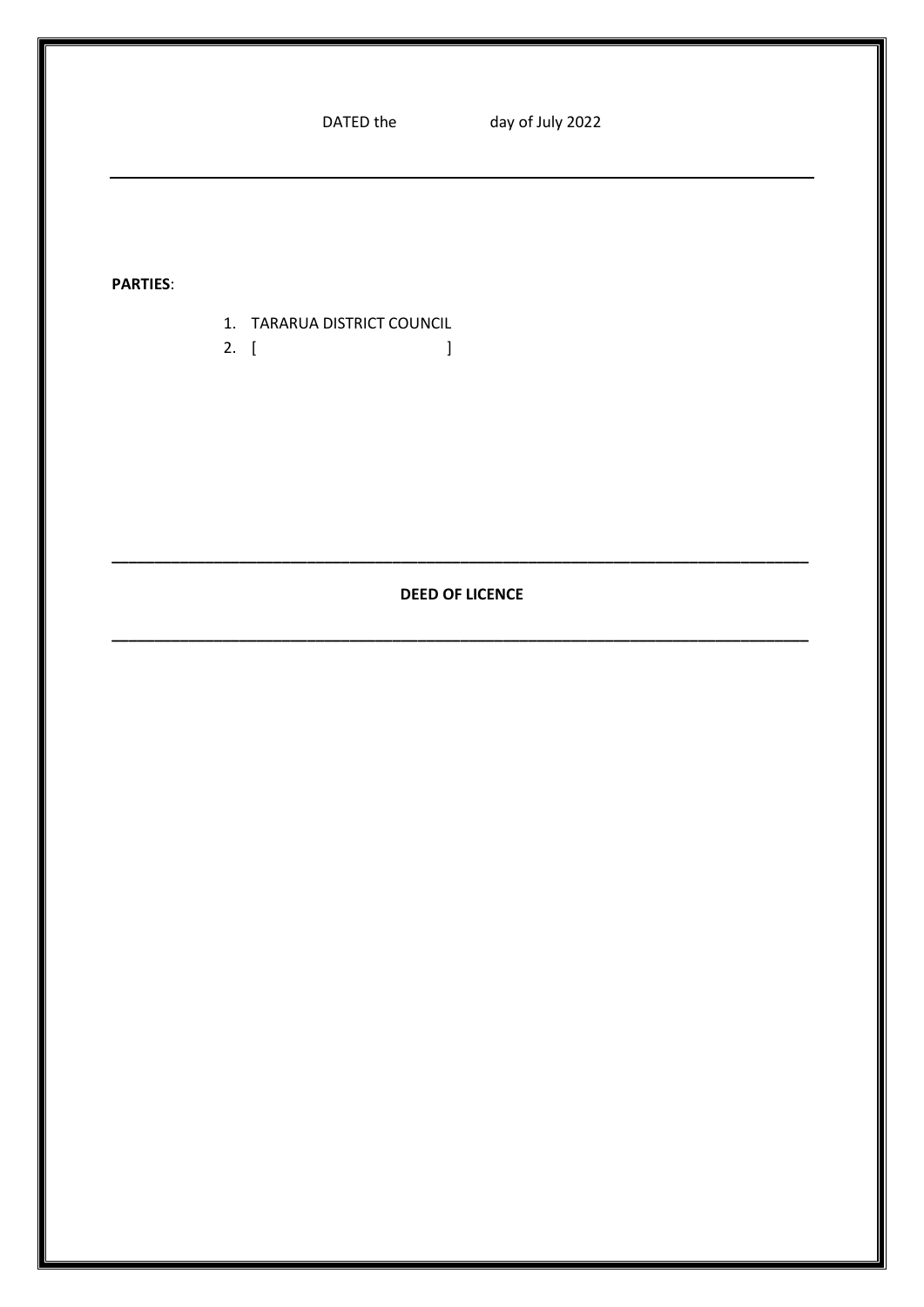DATED the day of July 2022

---

**PARTIES**:

1. TARARUA DISTRICT COUNCIL
2. [ ]

---

**DEED OF LICENCE**

---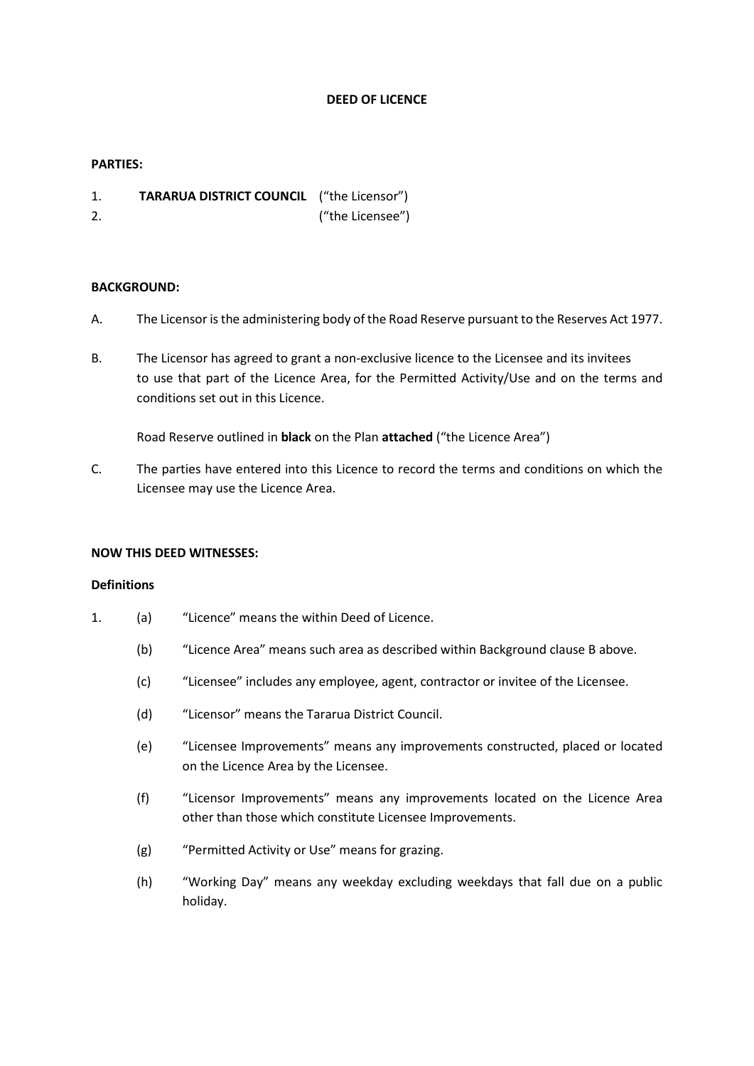**DEED OF LICENCE**

**PARTIES:**

1. **TARARUA DISTRICT COUNCIL** ("the Licensor")
2. ("the Licensee")

**BACKGROUND:**

A. The Licensor is the administering body of the Road Reserve pursuant to the Reserves Act 1977.

B. The Licensor has agreed to grant a non-exclusive licence to the Licensee and its invitees to use that part of the Licence Area, for the Permitted Activity/Use and on the terms and conditions set out in this Licence.

   Road Reserve outlined in **black** on the Plan **attached** ("the Licence Area")

C. The parties have entered into this Licence to record the terms and conditions on which the Licensee may use the Licence Area.

**NOW THIS DEED WITNESSES:**

**Definitions**

1. (a) "Licence" means the within Deed of Licence.

   (b) "Licence Area" means such area as described within Background clause B above.

   (c) "Licensee" includes any employee, agent, contractor or invitee of the Licensee.

   (d) "Licensor" means the Tararua District Council.

   (e) "Licensee Improvements" means any improvements constructed, placed or located on the Licence Area by the Licensee.

   (f) "Licensor Improvements" means any improvements located on the Licence Area other than those which constitute Licensee Improvements.

   (g) "Permitted Activity or Use" means for grazing.

   (h) "Working Day" means any weekday excluding weekdays that fall due on a public holiday.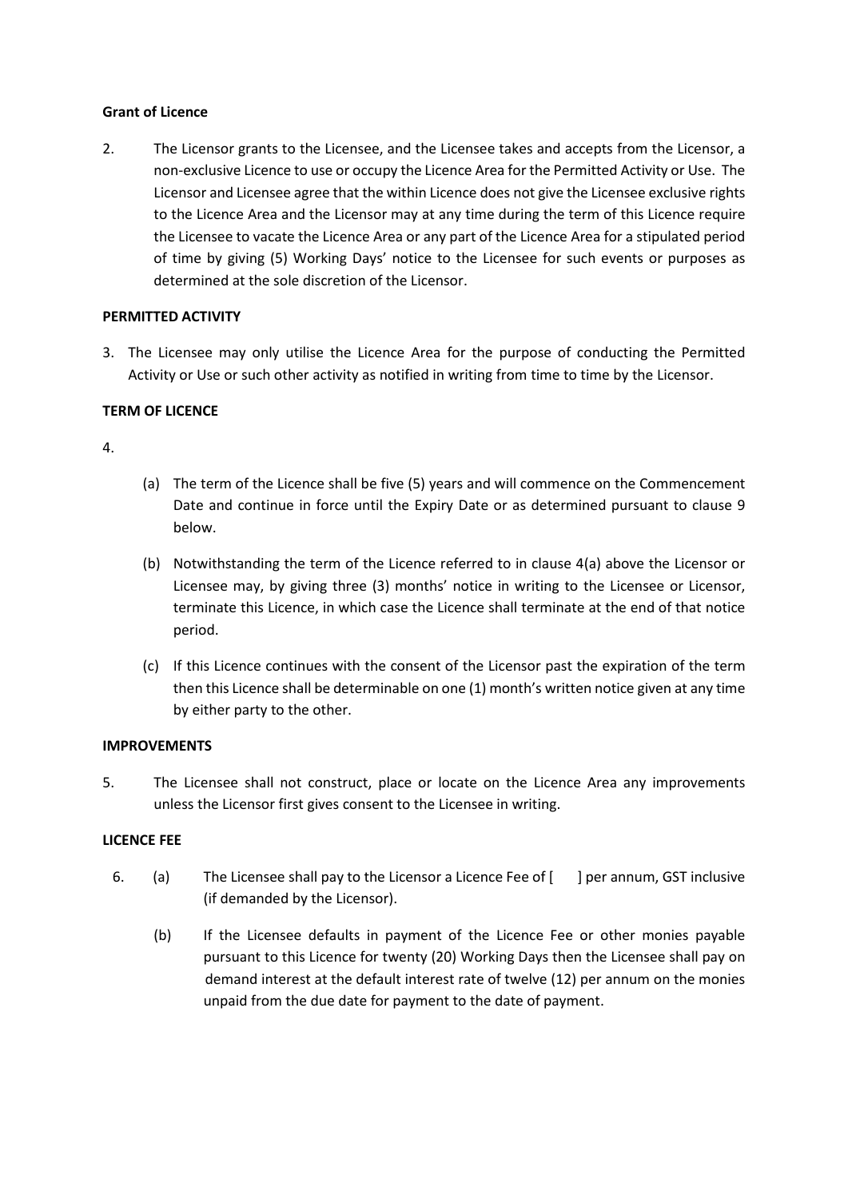**Grant of Licence**

2. The Licensor grants to the Licensee, and the Licensee takes and accepts from the Licensor, a non-exclusive Licence to use or occupy the Licence Area for the Permitted Activity or Use. The Licensor and Licensee agree that the within Licence does not give the Licensee exclusive rights to the Licence Area and the Licensor may at any time during the term of this Licence require the Licensee to vacate the Licence Area or any part of the Licence Area for a stipulated period of time by giving (5) Working Days' notice to the Licensee for such events or purposes as determined at the sole discretion of the Licensor.

**PERMITTED ACTIVITY**

3. The Licensee may only utilise the Licence Area for the purpose of conducting the Permitted Activity or Use or such other activity as notified in writing from time to time by the Licensor.

**TERM OF LICENCE**

4.

(a) The term of the Licence shall be five (5) years and will commence on the Commencement Date and continue in force until the Expiry Date or as determined pursuant to clause 9 below.

(b) Notwithstanding the term of the Licence referred to in clause 4(a) above the Licensor or Licensee may, by giving three (3) months' notice in writing to the Licensee or Licensor, terminate this Licence, in which case the Licence shall terminate at the end of that notice period.

(c) If this Licence continues with the consent of the Licensor past the expiration of the term then this Licence shall be determinable on one (1) month's written notice given at any time by either party to the other.

**IMPROVEMENTS**

5. The Licensee shall not construct, place or locate on the Licence Area any improvements unless the Licensor first gives consent to the Licensee in writing.

**LICENCE FEE**

6. (a) The Licensee shall pay to the Licensor a Licence Fee of [ ] per annum, GST inclusive (if demanded by the Licensor).

(b) If the Licensee defaults in payment of the Licence Fee or other monies payable pursuant to this Licence for twenty (20) Working Days then the Licensee shall pay on demand interest at the default interest rate of twelve (12) per annum on the monies unpaid from the due date for payment to the date of payment.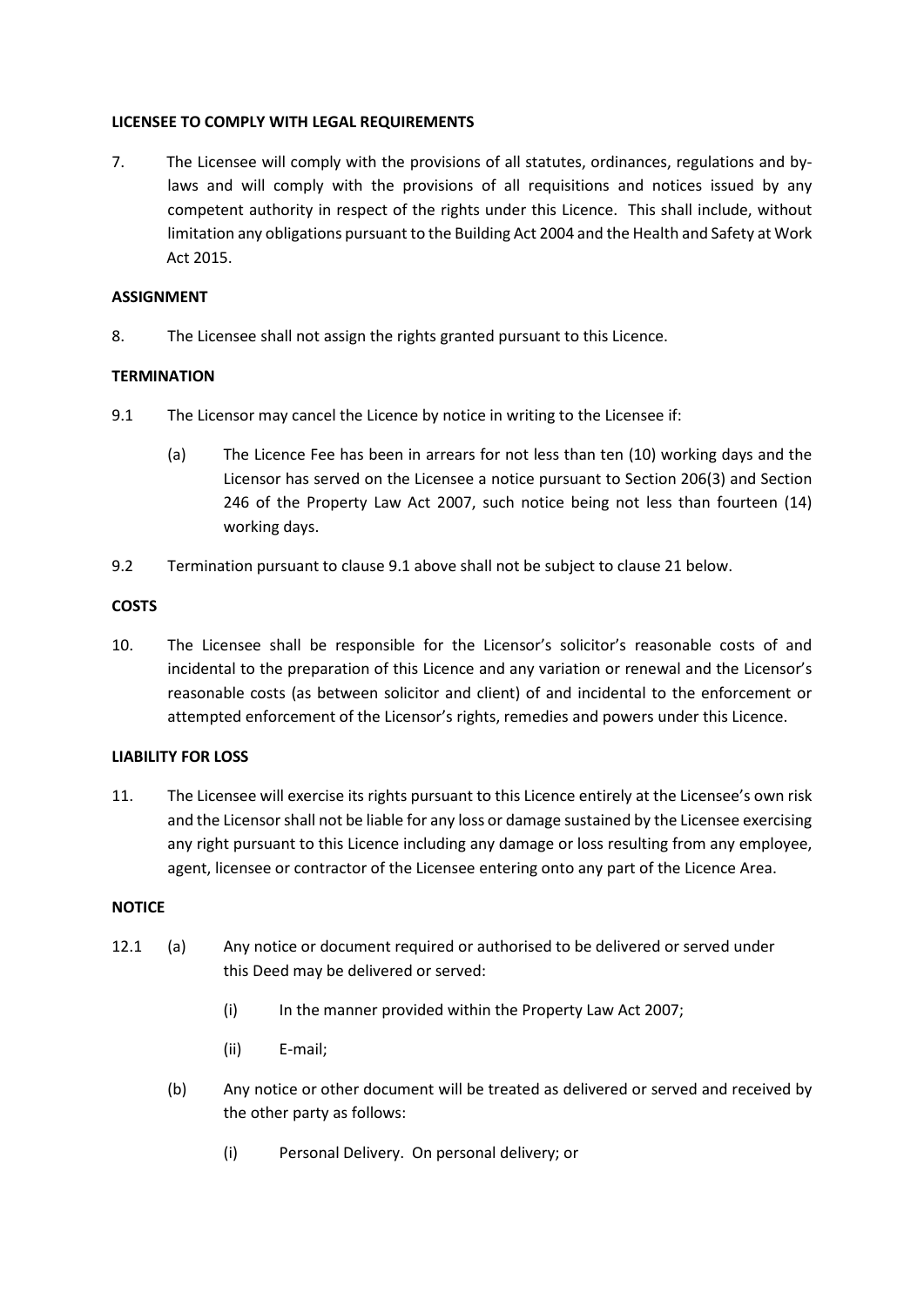**LICENSEE TO COMPLY WITH LEGAL REQUIREMENTS**

7. The Licensee will comply with the provisions of all statutes, ordinances, regulations and by-laws and will comply with the provisions of all requisitions and notices issued by any competent authority in respect of the rights under this Licence. This shall include, without limitation any obligations pursuant to the Building Act 2004 and the Health and Safety at Work Act 2015.

**ASSIGNMENT**

8. The Licensee shall not assign the rights granted pursuant to this Licence.

**TERMINATION**

9.1 The Licensor may cancel the Licence by notice in writing to the Licensee if:

(a) The Licence Fee has been in arrears for not less than ten (10) working days and the Licensor has served on the Licensee a notice pursuant to Section 206(3) and Section 246 of the Property Law Act 2007, such notice being not less than fourteen (14) working days.

9.2 Termination pursuant to clause 9.1 above shall not be subject to clause 21 below.

**COSTS**

10. The Licensee shall be responsible for the Licensor's solicitor's reasonable costs of and incidental to the preparation of this Licence and any variation or renewal and the Licensor's reasonable costs (as between solicitor and client) of and incidental to the enforcement or attempted enforcement of the Licensor's rights, remedies and powers under this Licence.

**LIABILITY FOR LOSS**

11. The Licensee will exercise its rights pursuant to this Licence entirely at the Licensee's own risk and the Licensor shall not be liable for any loss or damage sustained by the Licensee exercising any right pursuant to this Licence including any damage or loss resulting from any employee, agent, licensee or contractor of the Licensee entering onto any part of the Licence Area.

**NOTICE**

12.1 (a) Any notice or document required or authorised to be delivered or served under this Deed may be delivered or served:

(i) In the manner provided within the Property Law Act 2007;

(ii) E-mail;

(b) Any notice or other document will be treated as delivered or served and received by the other party as follows:

(i) Personal Delivery. On personal delivery; or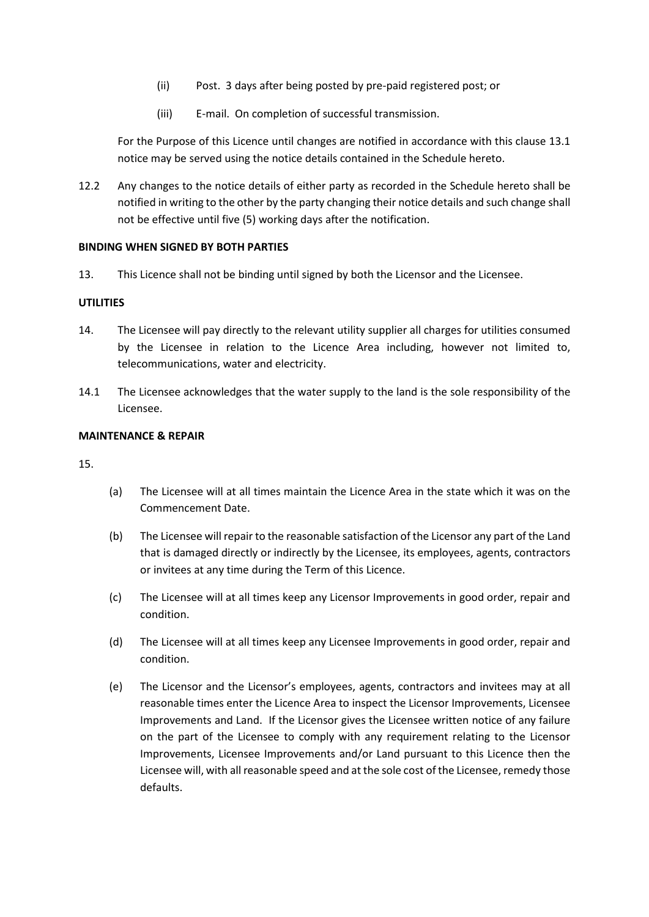(ii) Post. 3 days after being posted by pre-paid registered post; or

(iii) E-mail. On completion of successful transmission.

For the Purpose of this Licence until changes are notified in accordance with this clause 13.1 notice may be served using the notice details contained in the Schedule hereto.

12.2 Any changes to the notice details of either party as recorded in the Schedule hereto shall be notified in writing to the other by the party changing their notice details and such change shall not be effective until five (5) working days after the notification.

**BINDING WHEN SIGNED BY BOTH PARTIES**

13. This Licence shall not be binding until signed by both the Licensor and the Licensee.

**UTILITIES**

14. The Licensee will pay directly to the relevant utility supplier all charges for utilities consumed by the Licensee in relation to the Licence Area including, however not limited to, telecommunications, water and electricity.

14.1 The Licensee acknowledges that the water supply to the land is the sole responsibility of the Licensee.

**MAINTENANCE & REPAIR**

15.

(a) The Licensee will at all times maintain the Licence Area in the state which it was on the Commencement Date.

(b) The Licensee will repair to the reasonable satisfaction of the Licensor any part of the Land that is damaged directly or indirectly by the Licensee, its employees, agents, contractors or invitees at any time during the Term of this Licence.

(c) The Licensee will at all times keep any Licensor Improvements in good order, repair and condition.

(d) The Licensee will at all times keep any Licensee Improvements in good order, repair and condition.

(e) The Licensor and the Licensor's employees, agents, contractors and invitees may at all reasonable times enter the Licence Area to inspect the Licensor Improvements, Licensee Improvements and Land. If the Licensor gives the Licensee written notice of any failure on the part of the Licensee to comply with any requirement relating to the Licensor Improvements, Licensee Improvements and/or Land pursuant to this Licence then the Licensee will, with all reasonable speed and at the sole cost of the Licensee, remedy those defaults.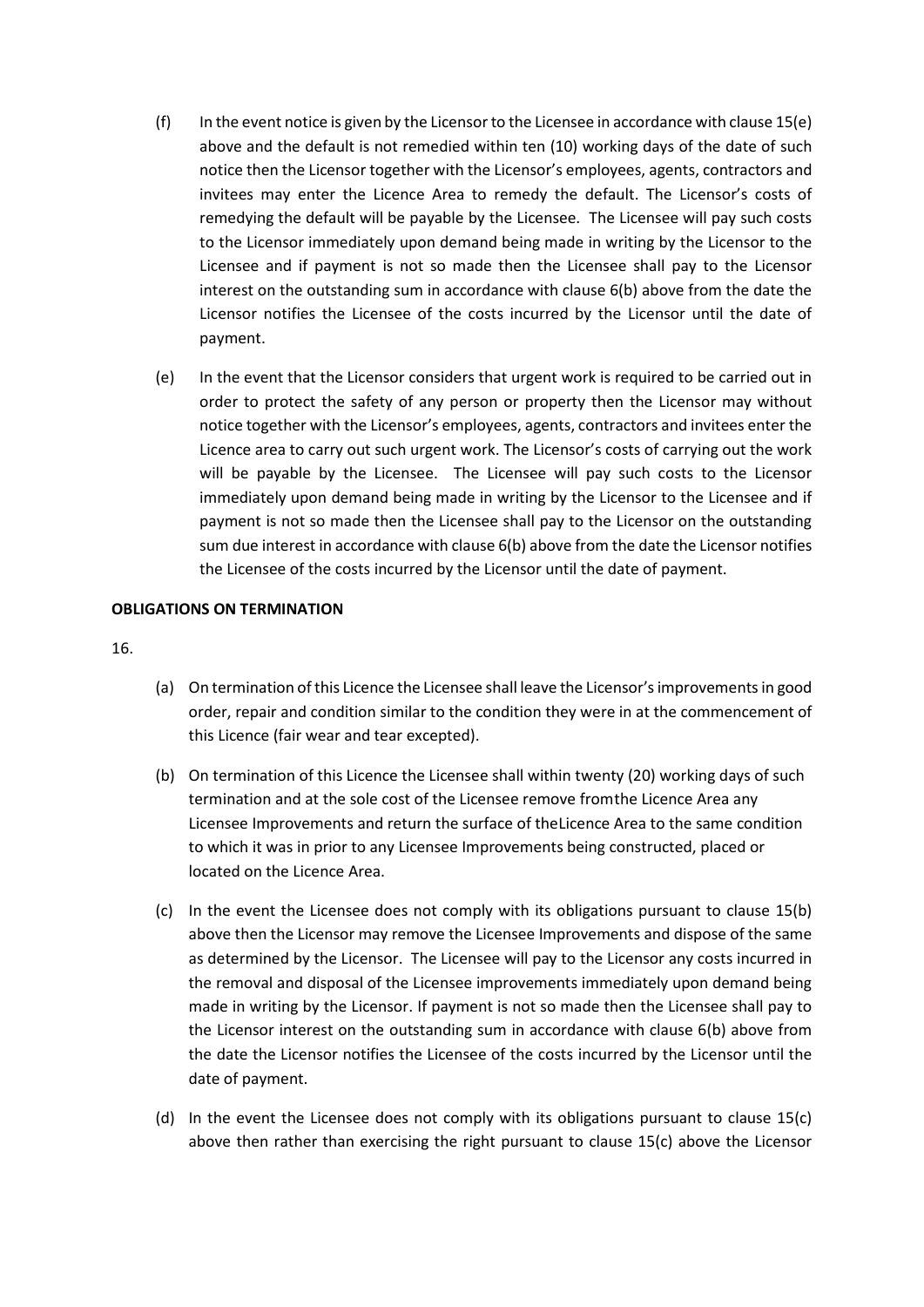(f) In the event notice is given by the Licensor to the Licensee in accordance with clause 15(e) above and the default is not remedied within ten (10) working days of the date of such notice then the Licensor together with the Licensor's employees, agents, contractors and invitees may enter the Licence Area to remedy the default. The Licensor's costs of remedying the default will be payable by the Licensee. The Licensee will pay such costs to the Licensor immediately upon demand being made in writing by the Licensor to the Licensee and if payment is not so made then the Licensee shall pay to the Licensor interest on the outstanding sum in accordance with clause 6(b) above from the date the Licensor notifies the Licensee of the costs incurred by the Licensor until the date of payment.

(e) In the event that the Licensor considers that urgent work is required to be carried out in order to protect the safety of any person or property then the Licensor may without notice together with the Licensor's employees, agents, contractors and invitees enter the Licence area to carry out such urgent work. The Licensor's costs of carrying out the work will be payable by the Licensee. The Licensee will pay such costs to the Licensor immediately upon demand being made in writing by the Licensor to the Licensee and if payment is not so made then the Licensee shall pay to the Licensor on the outstanding sum due interest in accordance with clause 6(b) above from the date the Licensor notifies the Licensee of the costs incurred by the Licensor until the date of payment.

**OBLIGATIONS ON TERMINATION**

16.

(a) On termination of this Licence the Licensee shall leave the Licensor's improvements in good order, repair and condition similar to the condition they were in at the commencement of this Licence (fair wear and tear excepted).

(b) On termination of this Licence the Licensee shall within twenty (20) working days of such termination and at the sole cost of the Licensee remove fromthe Licence Area any Licensee Improvements and return the surface of theLicence Area to the same condition to which it was in prior to any Licensee Improvements being constructed, placed or located on the Licence Area.

(c) In the event the Licensee does not comply with its obligations pursuant to clause 15(b) above then the Licensor may remove the Licensee Improvements and dispose of the same as determined by the Licensor. The Licensee will pay to the Licensor any costs incurred in the removal and disposal of the Licensee improvements immediately upon demand being made in writing by the Licensor. If payment is not so made then the Licensee shall pay to the Licensor interest on the outstanding sum in accordance with clause 6(b) above from the date the Licensor notifies the Licensee of the costs incurred by the Licensor until the date of payment.

(d) In the event the Licensee does not comply with its obligations pursuant to clause 15(c) above then rather than exercising the right pursuant to clause 15(c) above the Licensor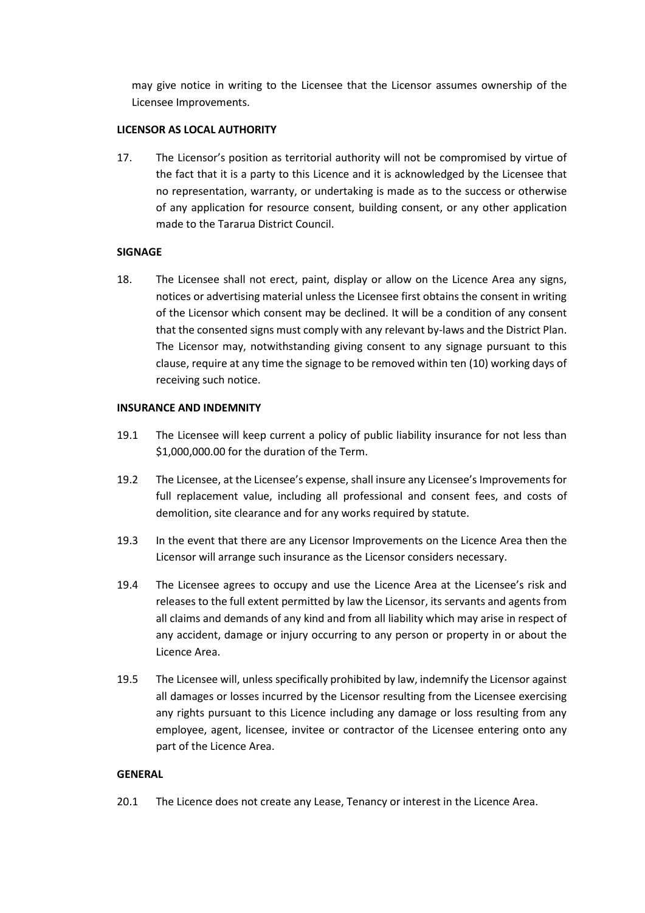may give notice in writing to the Licensee that the Licensor assumes ownership of the Licensee Improvements.

**LICENSOR AS LOCAL AUTHORITY**

17. The Licensor's position as territorial authority will not be compromised by virtue of the fact that it is a party to this Licence and it is acknowledged by the Licensee that no representation, warranty, or undertaking is made as to the success or otherwise of any application for resource consent, building consent, or any other application made to the Tararua District Council.

**SIGNAGE**

18. The Licensee shall not erect, paint, display or allow on the Licence Area any signs, notices or advertising material unless the Licensee first obtains the consent in writing of the Licensor which consent may be declined. It will be a condition of any consent that the consented signs must comply with any relevant by-laws and the District Plan. The Licensor may, notwithstanding giving consent to any signage pursuant to this clause, require at any time the signage to be removed within ten (10) working days of receiving such notice.

**INSURANCE AND INDEMNITY**

19.1 The Licensee will keep current a policy of public liability insurance for not less than $1,000,000.00 for the duration of the Term.

19.2 The Licensee, at the Licensee's expense, shall insure any Licensee's Improvements for full replacement value, including all professional and consent fees, and costs of demolition, site clearance and for any works required by statute.

19.3 In the event that there are any Licensor Improvements on the Licence Area then the Licensor will arrange such insurance as the Licensor considers necessary.

19.4 The Licensee agrees to occupy and use the Licence Area at the Licensee's risk and releases to the full extent permitted by law the Licensor, its servants and agents from all claims and demands of any kind and from all liability which may arise in respect of any accident, damage or injury occurring to any person or property in or about the Licence Area.

19.5 The Licensee will, unless specifically prohibited by law, indemnify the Licensor against all damages or losses incurred by the Licensor resulting from the Licensee exercising any rights pursuant to this Licence including any damage or loss resulting from any employee, agent, licensee, invitee or contractor of the Licensee entering onto any part of the Licence Area.

**GENERAL**

20.1 The Licence does not create any Lease, Tenancy or interest in the Licence Area.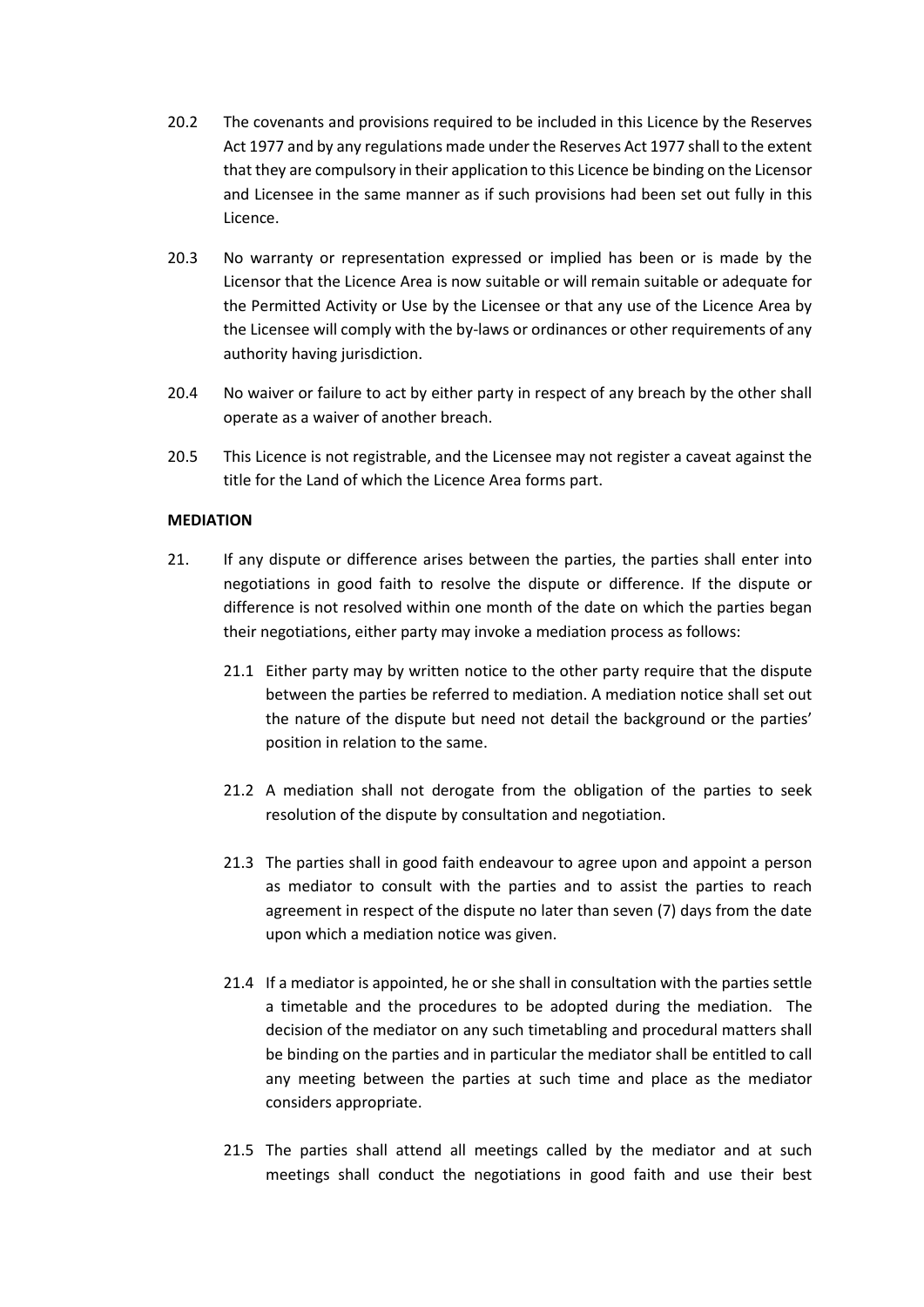20.2 The covenants and provisions required to be included in this Licence by the Reserves Act 1977 and by any regulations made under the Reserves Act 1977 shall to the extent that they are compulsory in their application to this Licence be binding on the Licensor and Licensee in the same manner as if such provisions had been set out fully in this Licence.

20.3 No warranty or representation expressed or implied has been or is made by the Licensor that the Licence Area is now suitable or will remain suitable or adequate for the Permitted Activity or Use by the Licensee or that any use of the Licence Area by the Licensee will comply with the by-laws or ordinances or other requirements of any authority having jurisdiction.

20.4 No waiver or failure to act by either party in respect of any breach by the other shall operate as a waiver of another breach.

20.5 This Licence is not registrable, and the Licensee may not register a caveat against the title for the Land of which the Licence Area forms part.

**MEDIATION**

21. If any dispute or difference arises between the parties, the parties shall enter into negotiations in good faith to resolve the dispute or difference. If the dispute or difference is not resolved within one month of the date on which the parties began their negotiations, either party may invoke a mediation process as follows:

    21.1 Either party may by written notice to the other party require that the dispute between the parties be referred to mediation. A mediation notice shall set out the nature of the dispute but need not detail the background or the parties' position in relation to the same.

    21.2 A mediation shall not derogate from the obligation of the parties to seek resolution of the dispute by consultation and negotiation.

    21.3 The parties shall in good faith endeavour to agree upon and appoint a person as mediator to consult with the parties and to assist the parties to reach agreement in respect of the dispute no later than seven (7) days from the date upon which a mediation notice was given.

    21.4 If a mediator is appointed, he or she shall in consultation with the parties settle a timetable and the procedures to be adopted during the mediation. The decision of the mediator on any such timetabling and procedural matters shall be binding on the parties and in particular the mediator shall be entitled to call any meeting between the parties at such time and place as the mediator considers appropriate.

    21.5 The parties shall attend all meetings called by the mediator and at such meetings shall conduct the negotiations in good faith and use their best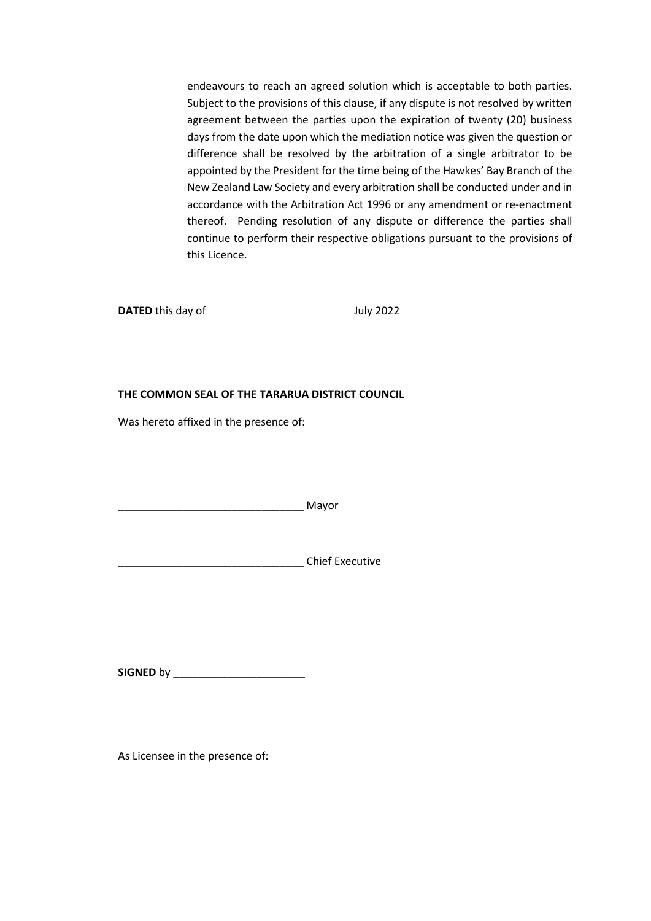endeavours to reach an agreed solution which is acceptable to both parties. Subject to the provisions of this clause, if any dispute is not resolved by written agreement between the parties upon the expiration of twenty (20) business days from the date upon which the mediation notice was given the question or difference shall be resolved by the arbitration of a single arbitrator to be appointed by the President for the time being of the Hawkes' Bay Branch of the New Zealand Law Society and every arbitration shall be conducted under and in accordance with the Arbitration Act 1996 or any amendment or re-enactment thereof. Pending resolution of any dispute or difference the parties shall continue to perform their respective obligations pursuant to the provisions of this Licence.

**DATED** this day of July 2022

**THE COMMON SEAL OF THE TARARUA DISTRICT COUNCIL**

Was hereto affixed in the presence of:

_______________________________ Mayor

_______________________________ Chief Executive

**SIGNED** by ______________________

As Licensee in the presence of: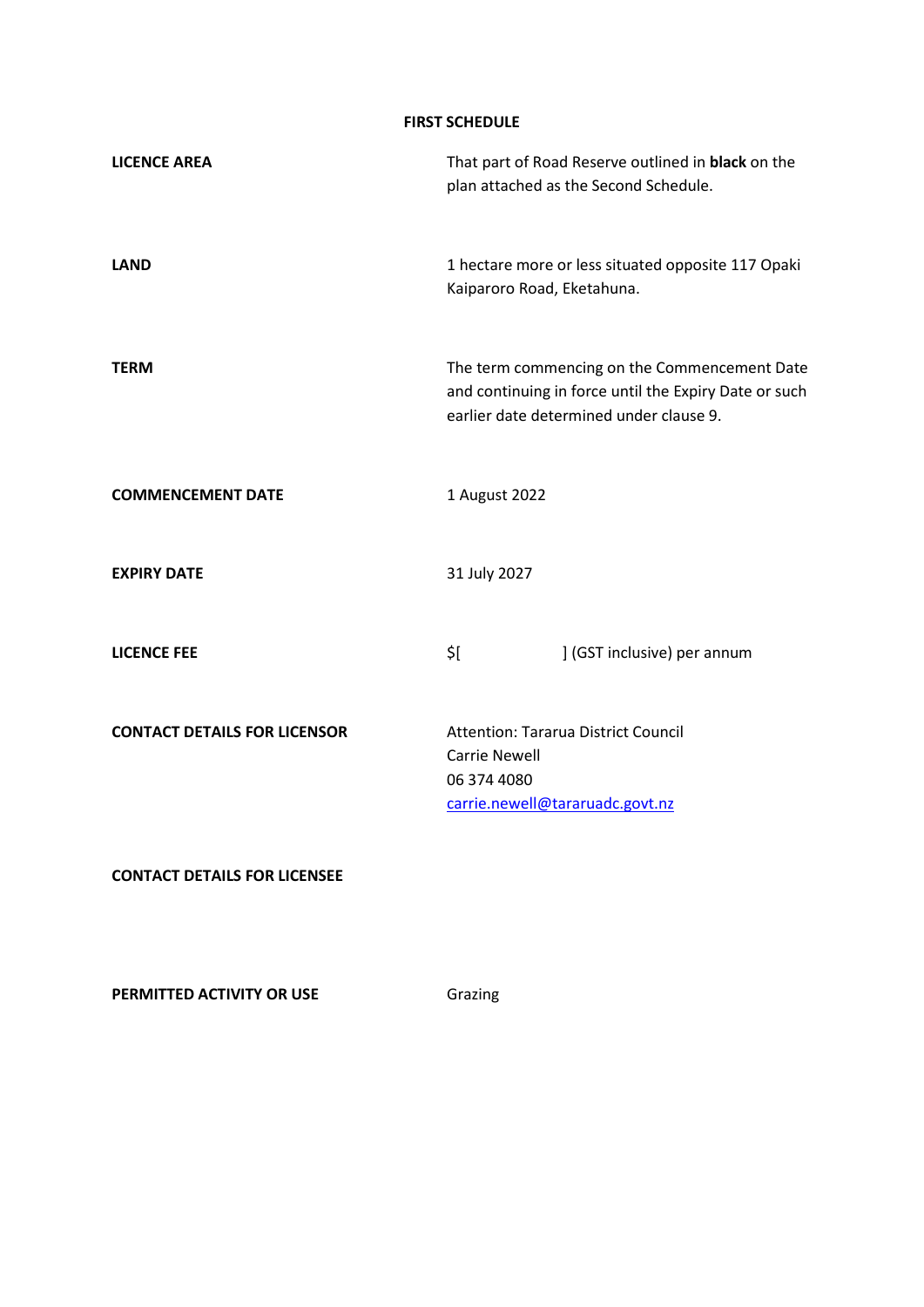## FIRST SCHEDULE

| | |
|---|---|
| **LICENCE AREA** | That part of Road Reserve outlined in **black** on the plan attached as the Second Schedule. |
| **LAND** | 1 hectare more or less situated opposite 117 Opaki Kaiparoro Road, Eketahuna. |
| **TERM** | The term commencing on the Commencement Date and continuing in force until the Expiry Date or such earlier date determined under clause 9. |
| **COMMENCEMENT DATE** | 1 August 2022 |
| **EXPIRY DATE** | 31 July 2027 |
| **LICENCE FEE** | $[                    ] (GST inclusive) per annum |
| **CONTACT DETAILS FOR LICENSOR** | Attention: Tararua District Council<br>Carrie Newell<br>06 374 4080<br>carrie.newell@tararuadc.govt.nz |
| **CONTACT DETAILS FOR LICENSEE** | |
| **PERMITTED ACTIVITY OR USE** | Grazing |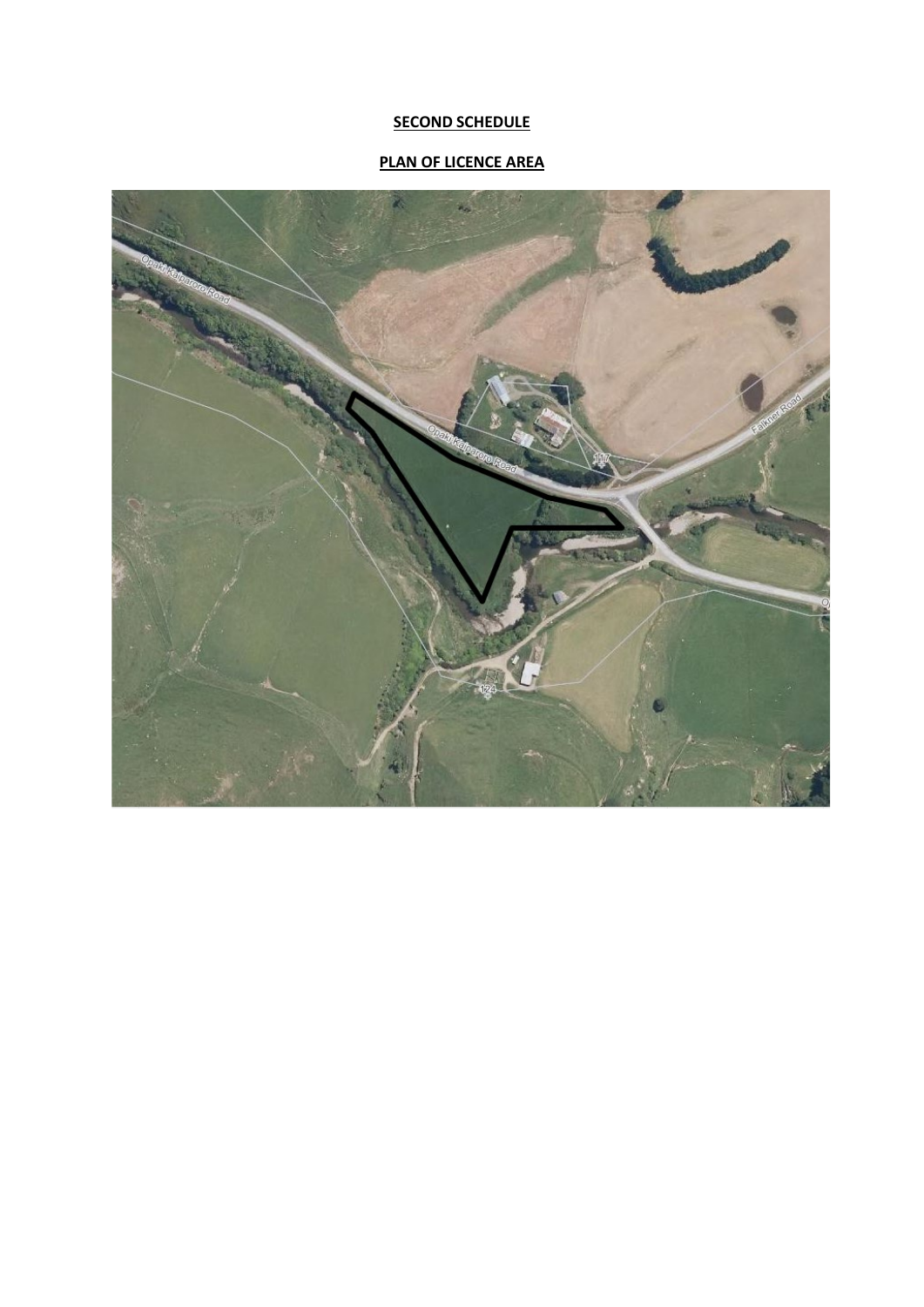**SECOND SCHEDULE**

**PLAN OF LICENCE AREA**

Opaki Kaiparoro Road

Opaki Kaiparoro Road

Falkner Road

117

124